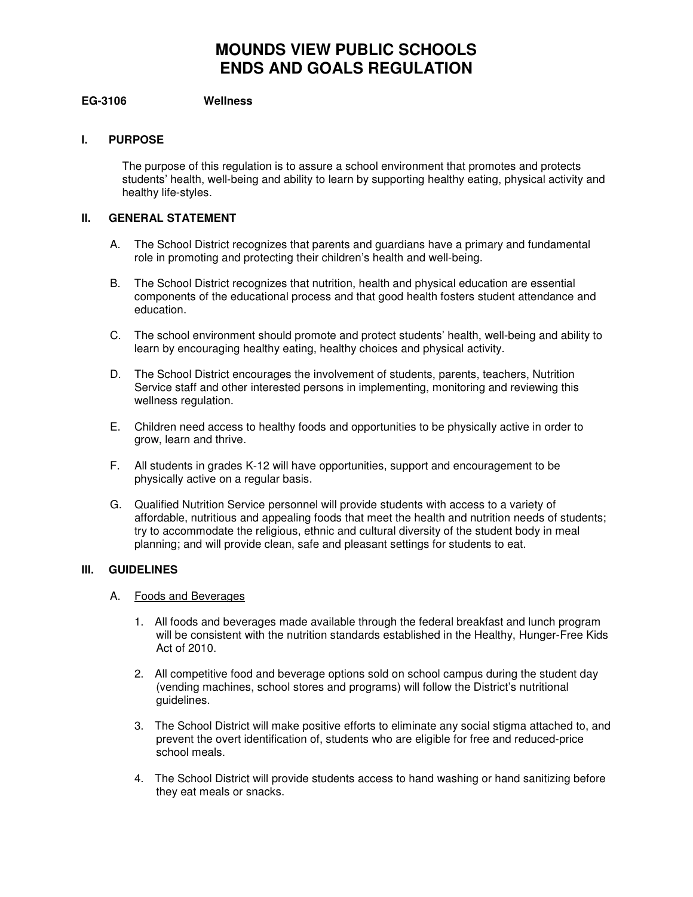# MOUNDS VIEW PUBLIC SCHOOLS
# ENDS AND GOALS REGULATION

**EG-3106 Wellness**

## I. PURPOSE

The purpose of this regulation is to assure a school environment that promotes and protects students' health, well-being and ability to learn by supporting healthy eating, physical activity and healthy life-styles.

## II. GENERAL STATEMENT

A. The School District recognizes that parents and guardians have a primary and fundamental role in promoting and protecting their children's health and well-being.

B. The School District recognizes that nutrition, health and physical education are essential components of the educational process and that good health fosters student attendance and education.

C. The school environment should promote and protect students' health, well-being and ability to learn by encouraging healthy eating, healthy choices and physical activity.

D. The School District encourages the involvement of students, parents, teachers, Nutrition Service staff and other interested persons in implementing, monitoring and reviewing this wellness regulation.

E. Children need access to healthy foods and opportunities to be physically active in order to grow, learn and thrive.

F. All students in grades K-12 will have opportunities, support and encouragement to be physically active on a regular basis.

G. Qualified Nutrition Service personnel will provide students with access to a variety of affordable, nutritious and appealing foods that meet the health and nutrition needs of students; try to accommodate the religious, ethnic and cultural diversity of the student body in meal planning; and will provide clean, safe and pleasant settings for students to eat.

## III. GUIDELINES

A. <u>Foods and Beverages</u>

1. All foods and beverages made available through the federal breakfast and lunch program will be consistent with the nutrition standards established in the Healthy, Hunger-Free Kids Act of 2010.

2. All competitive food and beverage options sold on school campus during the student day (vending machines, school stores and programs) will follow the District's nutritional guidelines.

3. The School District will make positive efforts to eliminate any social stigma attached to, and prevent the overt identification of, students who are eligible for free and reduced-price school meals.

4. The School District will provide students access to hand washing or hand sanitizing before they eat meals or snacks.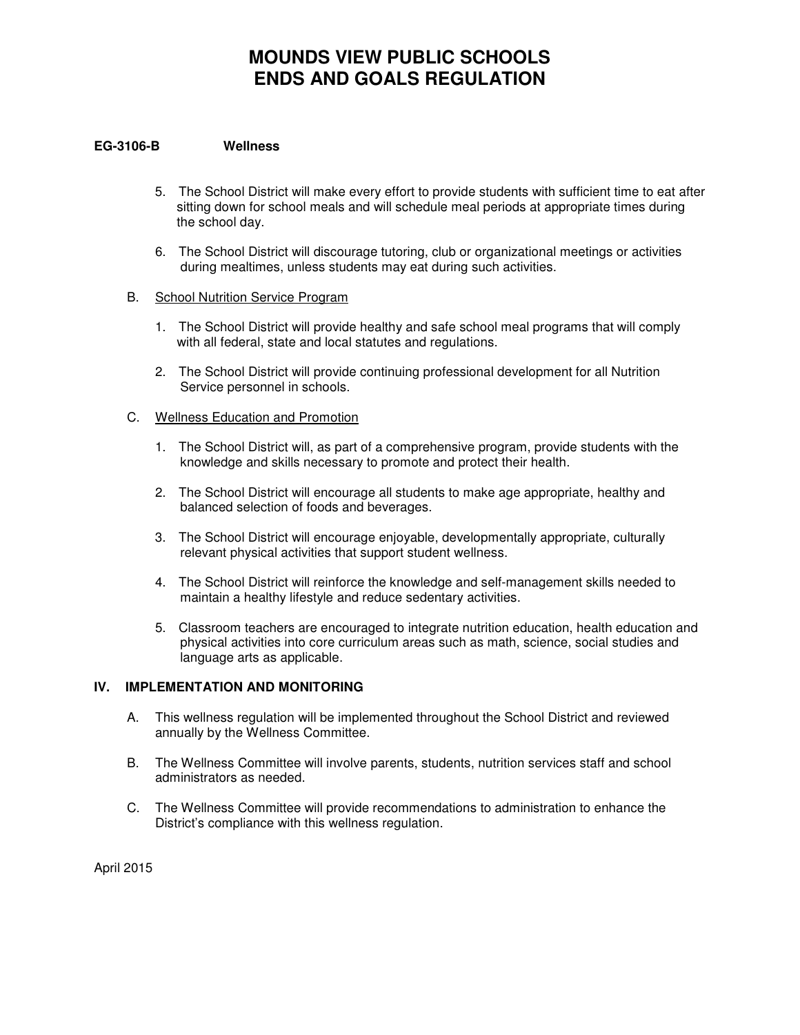# MOUNDS VIEW PUBLIC SCHOOLS
# ENDS AND GOALS REGULATION

**EG-3106-B Wellness**

5. The School District will make every effort to provide students with sufficient time to eat after sitting down for school meals and will schedule meal periods at appropriate times during the school day.

6. The School District will discourage tutoring, club or organizational meetings or activities during mealtimes, unless students may eat during such activities.

B. <u>School Nutrition Service Program</u>

1. The School District will provide healthy and safe school meal programs that will comply with all federal, state and local statutes and regulations.

2. The School District will provide continuing professional development for all Nutrition Service personnel in schools.

C. <u>Wellness Education and Promotion</u>

1. The School District will, as part of a comprehensive program, provide students with the knowledge and skills necessary to promote and protect their health.

2. The School District will encourage all students to make age appropriate, healthy and balanced selection of foods and beverages.

3. The School District will encourage enjoyable, developmentally appropriate, culturally relevant physical activities that support student wellness.

4. The School District will reinforce the knowledge and self-management skills needed to maintain a healthy lifestyle and reduce sedentary activities.

5. Classroom teachers are encouraged to integrate nutrition education, health education and physical activities into core curriculum areas such as math, science, social studies and language arts as applicable.

## IV. IMPLEMENTATION AND MONITORING

A. This wellness regulation will be implemented throughout the School District and reviewed annually by the Wellness Committee.

B. The Wellness Committee will involve parents, students, nutrition services staff and school administrators as needed.

C. The Wellness Committee will provide recommendations to administration to enhance the District's compliance with this wellness regulation.

April 2015